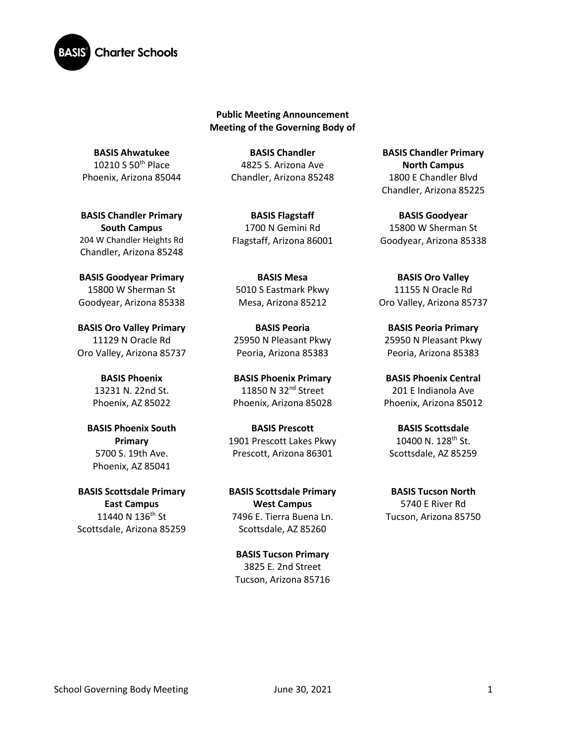**Public Meeting Announcement**
**Meeting of the Governing Body of**

**BASIS Ahwatukee**
10210 S 50th Place
Phoenix, Arizona 85044

**BASIS Chandler**
4825 S. Arizona Ave
Chandler, Arizona 85248

**BASIS Chandler Primary North Campus**
1800 E Chandler Blvd
Chandler, Arizona 85225

**BASIS Chandler Primary South Campus**
204 W Chandler Heights Rd
Chandler, Arizona 85248

**BASIS Flagstaff**
1700 N Gemini Rd
Flagstaff, Arizona 86001

**BASIS Goodyear**
15800 W Sherman St
Goodyear, Arizona 85338

**BASIS Goodyear Primary**
15800 W Sherman St
Goodyear, Arizona 85338

**BASIS Mesa**
5010 S Eastmark Pkwy
Mesa, Arizona 85212

**BASIS Oro Valley**
11155 N Oracle Rd
Oro Valley, Arizona 85737

**BASIS Oro Valley Primary**
11129 N Oracle Rd
Oro Valley, Arizona 85737

**BASIS Peoria**
25950 N Pleasant Pkwy
Peoria, Arizona 85383

**BASIS Peoria Primary**
25950 N Pleasant Pkwy
Peoria, Arizona 85383

**BASIS Phoenix**
13231 N. 22nd St.
Phoenix, AZ 85022

**BASIS Phoenix Primary**
11850 N 32nd Street
Phoenix, Arizona 85028

**BASIS Phoenix Central**
201 E Indianola Ave
Phoenix, Arizona 85012

**BASIS Phoenix South Primary**
5700 S. 19th Ave.
Phoenix, AZ 85041

**BASIS Prescott**
1901 Prescott Lakes Pkwy
Prescott, Arizona 86301

**BASIS Scottsdale**
10400 N. 128th St.
Scottsdale, AZ 85259

**BASIS Scottsdale Primary East Campus**
11440 N 136th St
Scottsdale, Arizona 85259

**BASIS Scottsdale Primary West Campus**
7496 E. Tierra Buena Ln.
Scottsdale, AZ 85260

**BASIS Tucson North**
5740 E River Rd
Tucson, Arizona 85750

**BASIS Tucson Primary**
3825 E. 2nd Street
Tucson, Arizona 85716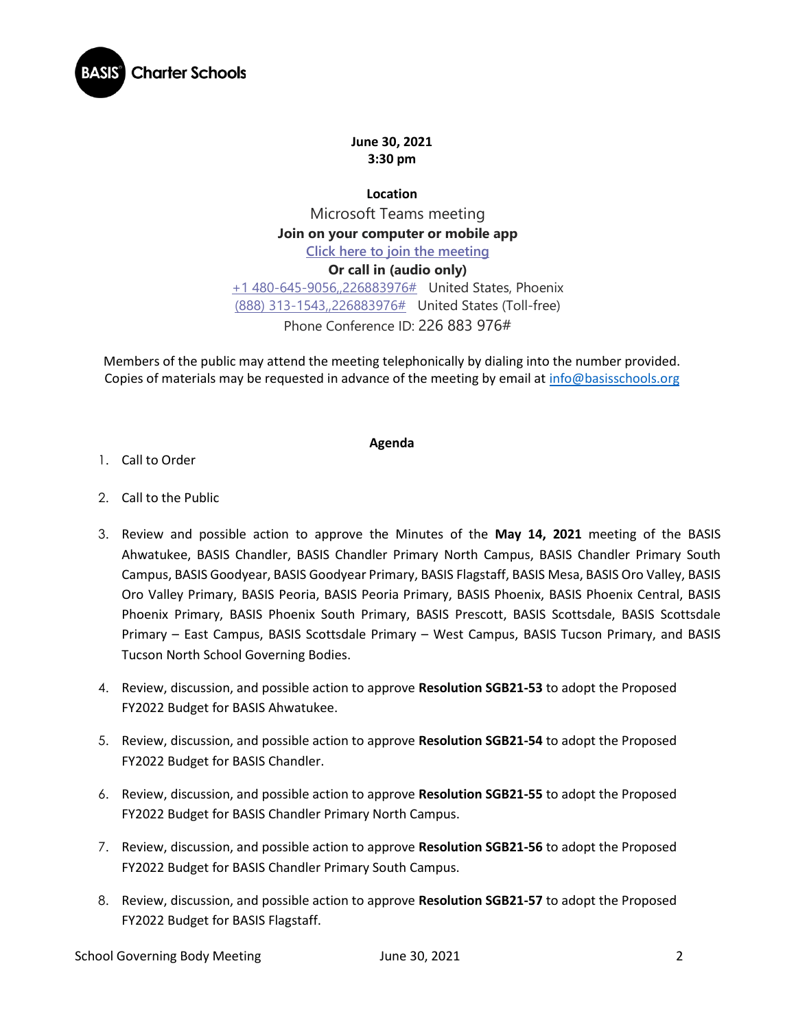**June 30, 2021**
**3:30 pm**

**Location**

Microsoft Teams meeting

**Join on your computer or mobile app**

[Click here to join the meeting]

**Or call in (audio only)**

+1 480-645-9056,,226883976# United States, Phoenix

(888) 313-1543,,226883976# United States (Toll-free)

Phone Conference ID: 226 883 976#

Members of the public may attend the meeting telephonically by dialing into the number provided. Copies of materials may be requested in advance of the meeting by email at info@basisschools.org

**Agenda**

1. Call to Order
2. Call to the Public
3. Review and possible action to approve the Minutes of the **May 14, 2021** meeting of the BASIS Ahwatukee, BASIS Chandler, BASIS Chandler Primary North Campus, BASIS Chandler Primary South Campus, BASIS Goodyear, BASIS Goodyear Primary, BASIS Flagstaff, BASIS Mesa, BASIS Oro Valley, BASIS Oro Valley Primary, BASIS Peoria, BASIS Peoria Primary, BASIS Phoenix, BASIS Phoenix Central, BASIS Phoenix Primary, BASIS Phoenix South Primary, BASIS Prescott, BASIS Scottsdale, BASIS Scottsdale Primary – East Campus, BASIS Scottsdale Primary – West Campus, BASIS Tucson Primary, and BASIS Tucson North School Governing Bodies.
4. Review, discussion, and possible action to approve **Resolution SGB21-53** to adopt the Proposed FY2022 Budget for BASIS Ahwatukee.
5. Review, discussion, and possible action to approve **Resolution SGB21-54** to adopt the Proposed FY2022 Budget for BASIS Chandler.
6. Review, discussion, and possible action to approve **Resolution SGB21-55** to adopt the Proposed FY2022 Budget for BASIS Chandler Primary North Campus.
7. Review, discussion, and possible action to approve **Resolution SGB21-56** to adopt the Proposed FY2022 Budget for BASIS Chandler Primary South Campus.
8. Review, discussion, and possible action to approve **Resolution SGB21-57** to adopt the Proposed FY2022 Budget for BASIS Flagstaff.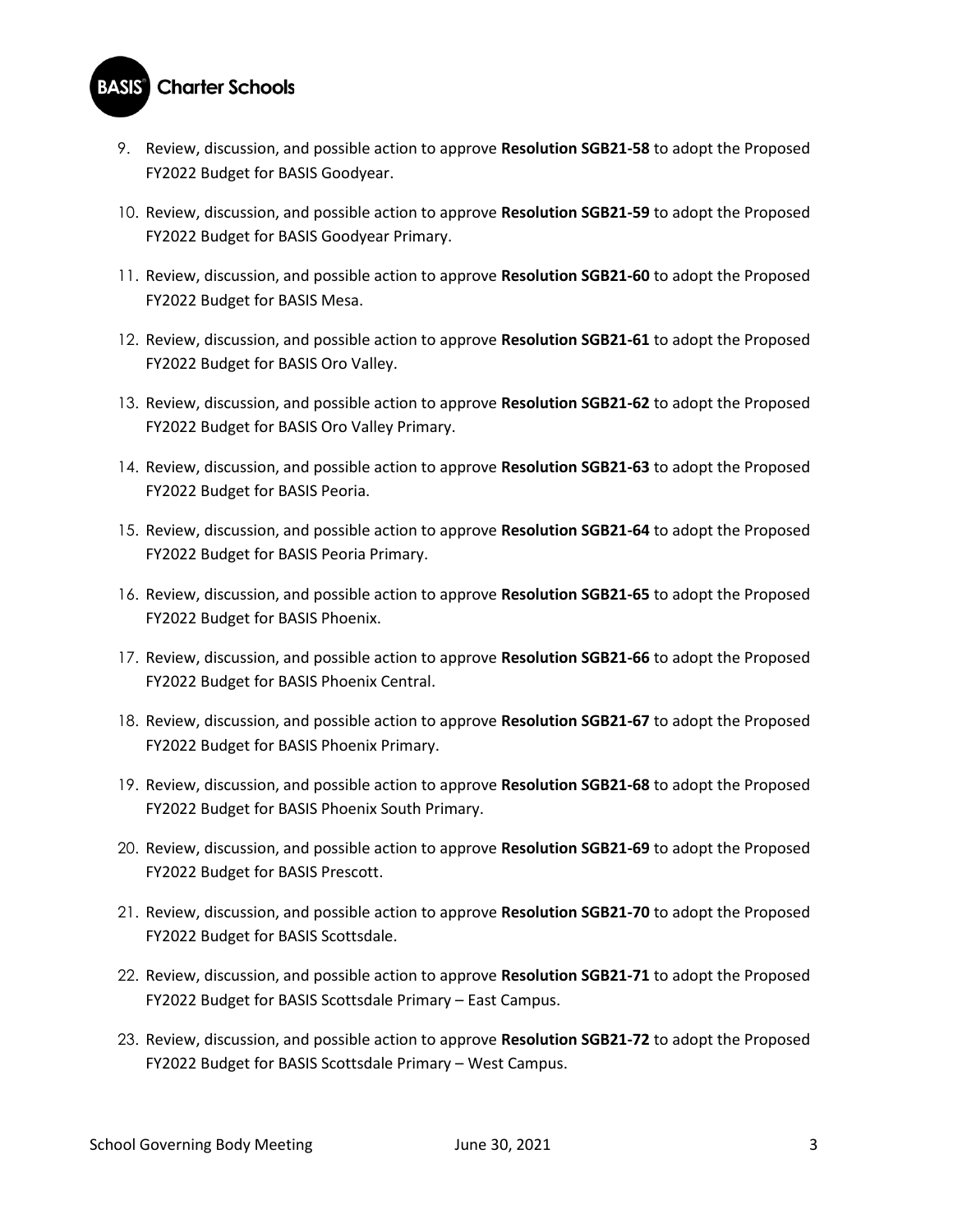9. Review, discussion, and possible action to approve **Resolution SGB21-58** to adopt the Proposed FY2022 Budget for BASIS Goodyear.
10. Review, discussion, and possible action to approve **Resolution SGB21-59** to adopt the Proposed FY2022 Budget for BASIS Goodyear Primary.
11. Review, discussion, and possible action to approve **Resolution SGB21-60** to adopt the Proposed FY2022 Budget for BASIS Mesa.
12. Review, discussion, and possible action to approve **Resolution SGB21-61** to adopt the Proposed FY2022 Budget for BASIS Oro Valley.
13. Review, discussion, and possible action to approve **Resolution SGB21-62** to adopt the Proposed FY2022 Budget for BASIS Oro Valley Primary.
14. Review, discussion, and possible action to approve **Resolution SGB21-63** to adopt the Proposed FY2022 Budget for BASIS Peoria.
15. Review, discussion, and possible action to approve **Resolution SGB21-64** to adopt the Proposed FY2022 Budget for BASIS Peoria Primary.
16. Review, discussion, and possible action to approve **Resolution SGB21-65** to adopt the Proposed FY2022 Budget for BASIS Phoenix.
17. Review, discussion, and possible action to approve **Resolution SGB21-66** to adopt the Proposed FY2022 Budget for BASIS Phoenix Central.
18. Review, discussion, and possible action to approve **Resolution SGB21-67** to adopt the Proposed FY2022 Budget for BASIS Phoenix Primary.
19. Review, discussion, and possible action to approve **Resolution SGB21-68** to adopt the Proposed FY2022 Budget for BASIS Phoenix South Primary.
20. Review, discussion, and possible action to approve **Resolution SGB21-69** to adopt the Proposed FY2022 Budget for BASIS Prescott.
21. Review, discussion, and possible action to approve **Resolution SGB21-70** to adopt the Proposed FY2022 Budget for BASIS Scottsdale.
22. Review, discussion, and possible action to approve **Resolution SGB21-71** to adopt the Proposed FY2022 Budget for BASIS Scottsdale Primary – East Campus.
23. Review, discussion, and possible action to approve **Resolution SGB21-72** to adopt the Proposed FY2022 Budget for BASIS Scottsdale Primary – West Campus.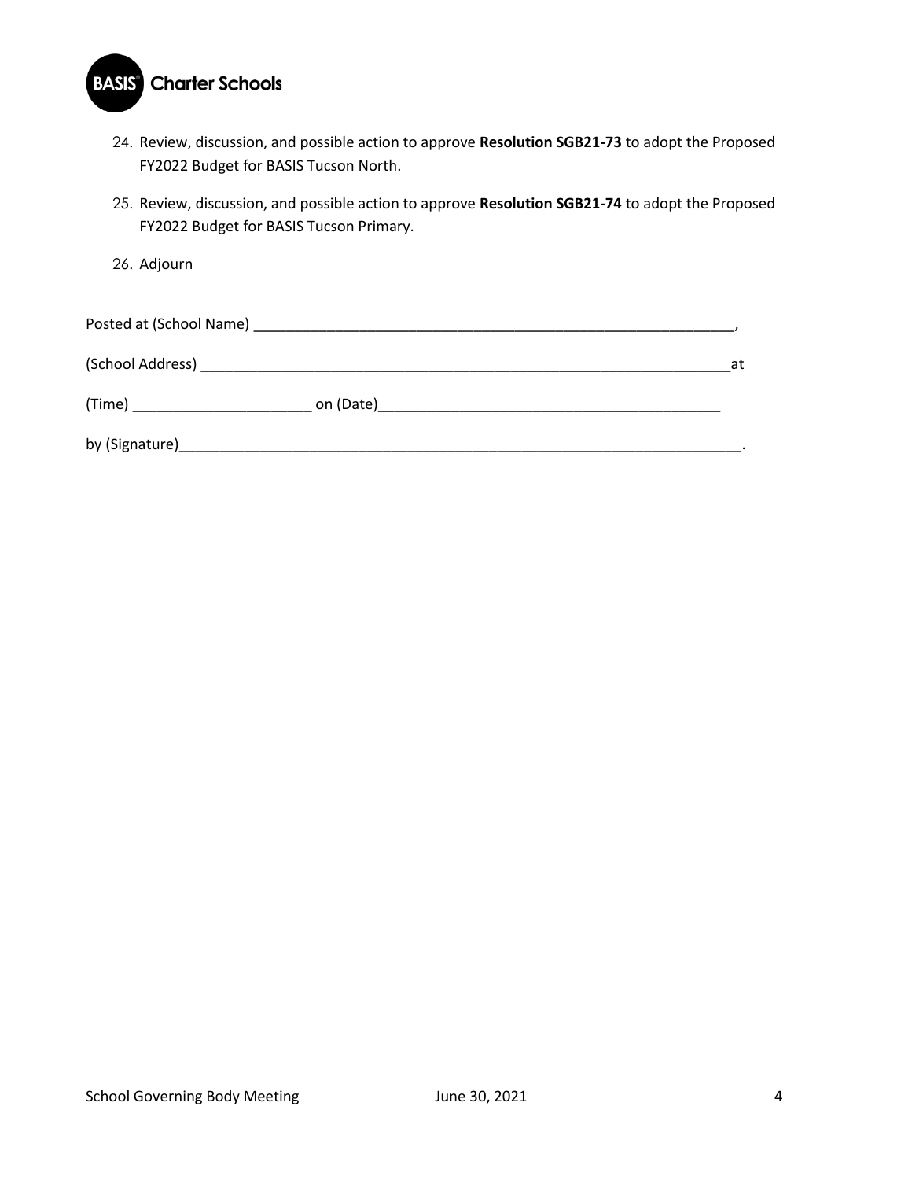24. Review, discussion, and possible action to approve **Resolution SGB21-73** to adopt the Proposed FY2022 Budget for BASIS Tucson North.

25. Review, discussion, and possible action to approve **Resolution SGB21-74** to adopt the Proposed FY2022 Budget for BASIS Tucson Primary.

26. Adjourn

Posted at (School Name) ____________________________________________________________,

(School Address) ____________________________________________________________________at

(Time) ______________________ on (Date)____________________________________________

by (Signature)________________________________________________________________________.